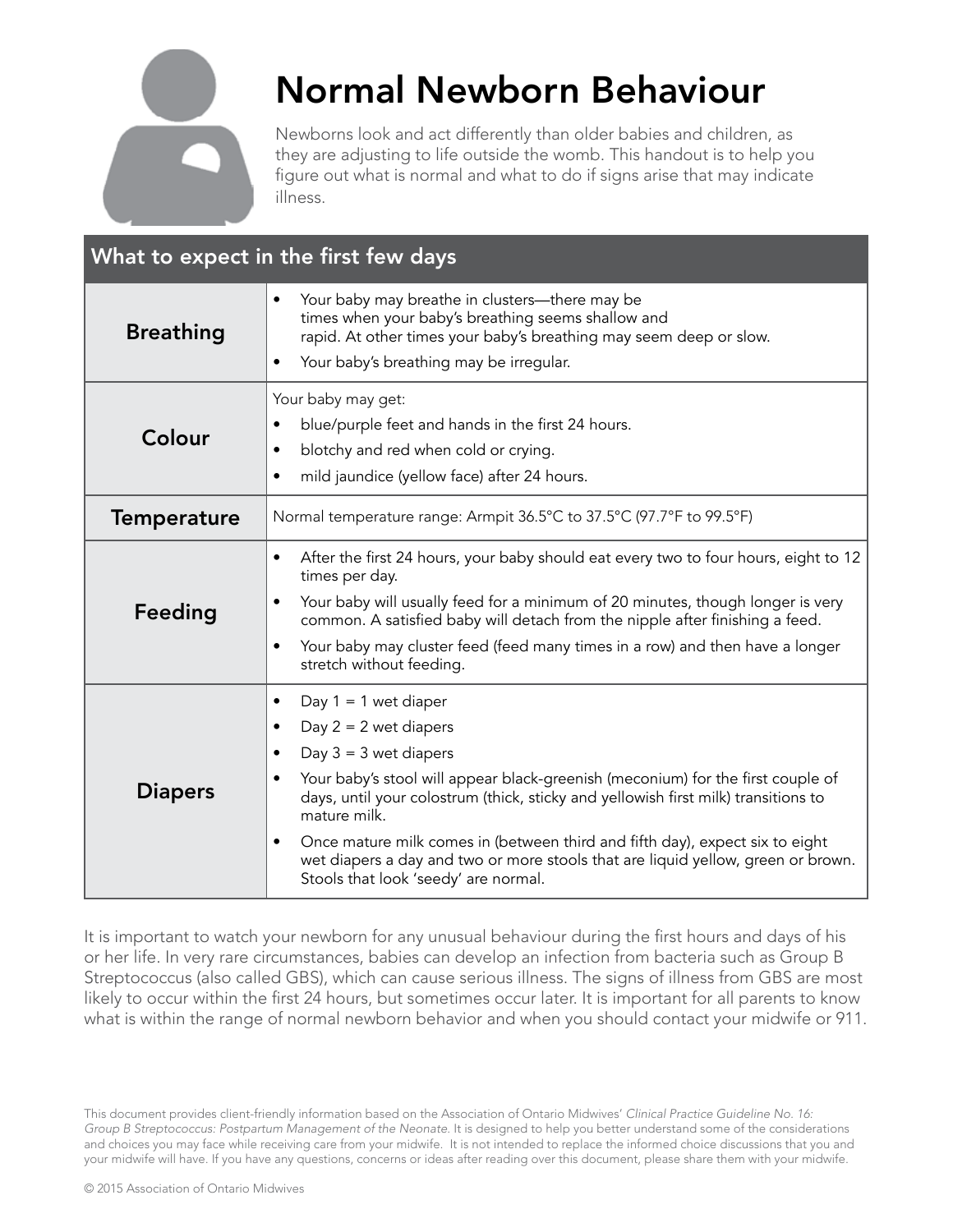# Normal Newborn Behaviour

Newborns look and act differently than older babies and children, as they are adjusting to life outside the womb. This handout is to help you figure out what is normal and what to do if signs arise that may indicate illness.

| What to expect in the first few days | |
|---|---|
| **Breathing** | • Your baby may breathe in clusters—there may be times when your baby's breathing seems shallow and rapid. At other times your baby's breathing may seem deep or slow.<br>• Your baby's breathing may be irregular. |
| **Colour** | Your baby may get:<br>• blue/purple feet and hands in the first 24 hours.<br>• blotchy and red when cold or crying.<br>• mild jaundice (yellow face) after 24 hours. |
| **Temperature** | Normal temperature range: Armpit 36.5°C to 37.5°C (97.7°F to 99.5°F) |
| **Feeding** | • After the first 24 hours, your baby should eat every two to four hours, eight to 12 times per day.<br>• Your baby will usually feed for a minimum of 20 minutes, though longer is very common. A satisfied baby will detach from the nipple after finishing a feed.<br>• Your baby may cluster feed (feed many times in a row) and then have a longer stretch without feeding. |
| **Diapers** | • Day 1 = 1 wet diaper<br>• Day 2 = 2 wet diapers<br>• Day 3 = 3 wet diapers<br>• Your baby's stool will appear black-greenish (meconium) for the first couple of days, until your colostrum (thick, sticky and yellowish first milk) transitions to mature milk.<br>• Once mature milk comes in (between third and fifth day), expect six to eight wet diapers a day and two or more stools that are liquid yellow, green or brown. Stools that look 'seedy' are normal. |

It is important to watch your newborn for any unusual behaviour during the first hours and days of his or her life. In very rare circumstances, babies can develop an infection from bacteria such as Group B Streptococcus (also called GBS), which can cause serious illness. The signs of illness from GBS are most likely to occur within the first 24 hours, but sometimes occur later. It is important for all parents to know what is within the range of normal newborn behavior and when you should contact your midwife or 911.

This document provides client-friendly information based on the Association of Ontario Midwives' *Clinical Practice Guideline No. 16: Group B Streptococcus: Postpartum Management of the Neonate.* It is designed to help you better understand some of the considerations and choices you may face while receiving care from your midwife. It is not intended to replace the informed choice discussions that you and your midwife will have. If you have any questions, concerns or ideas after reading over this document, please share them with your midwife.

© 2015 Association of Ontario Midwives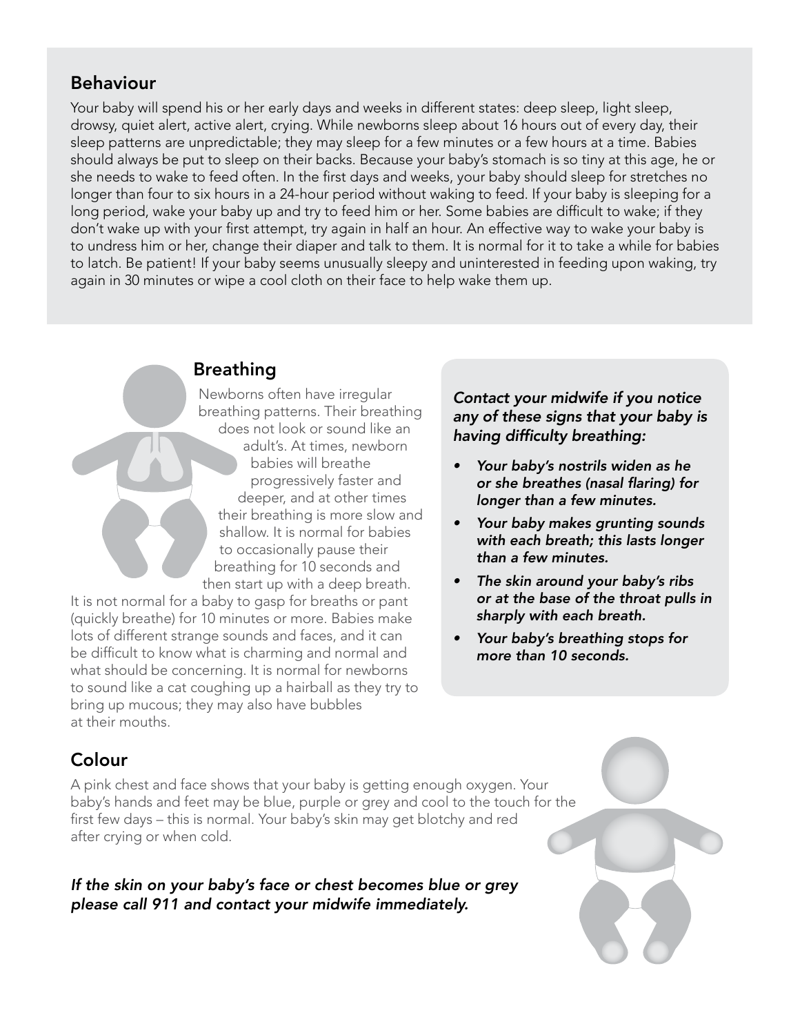## Behaviour

Your baby will spend his or her early days and weeks in different states: deep sleep, light sleep, drowsy, quiet alert, active alert, crying. While newborns sleep about 16 hours out of every day, their sleep patterns are unpredictable; they may sleep for a few minutes or a few hours at a time. Babies should always be put to sleep on their backs. Because your baby's stomach is so tiny at this age, he or she needs to wake to feed often. In the first days and weeks, your baby should sleep for stretches no longer than four to six hours in a 24-hour period without waking to feed. If your baby is sleeping for a long period, wake your baby up and try to feed him or her. Some babies are difficult to wake; if they don't wake up with your first attempt, try again in half an hour. An effective way to wake your baby is to undress him or her, change their diaper and talk to them. It is normal for it to take a while for babies to latch. Be patient! If your baby seems unusually sleepy and uninterested in feeding upon waking, try again in 30 minutes or wipe a cool cloth on their face to help wake them up.

## Breathing

Newborns often have irregular breathing patterns. Their breathing does not look or sound like an adult's. At times, newborn babies will breathe progressively faster and deeper, and at other times their breathing is more slow and shallow. It is normal for babies to occasionally pause their breathing for 10 seconds and then start up with a deep breath. It is not normal for a baby to gasp for breaths or pant (quickly breathe) for 10 minutes or more. Babies make lots of different strange sounds and faces, and it can be difficult to know what is charming and normal and what should be concerning. It is normal for newborns to sound like a cat coughing up a hairball as they try to bring up mucous; they may also have bubbles at their mouths.

*Contact your midwife if you notice any of these signs that your baby is having difficulty breathing:*

- *Your baby's nostrils widen as he or she breathes (nasal flaring) for longer than a few minutes.*
- *Your baby makes grunting sounds with each breath; this lasts longer than a few minutes.*
- *The skin around your baby's ribs or at the base of the throat pulls in sharply with each breath.*
- *Your baby's breathing stops for more than 10 seconds.*

## Colour

A pink chest and face shows that your baby is getting enough oxygen. Your baby's hands and feet may be blue, purple or grey and cool to the touch for the first few days – this is normal. Your baby's skin may get blotchy and red after crying or when cold.

***If the skin on your baby's face or chest becomes blue or grey please call 911 and contact your midwife immediately.***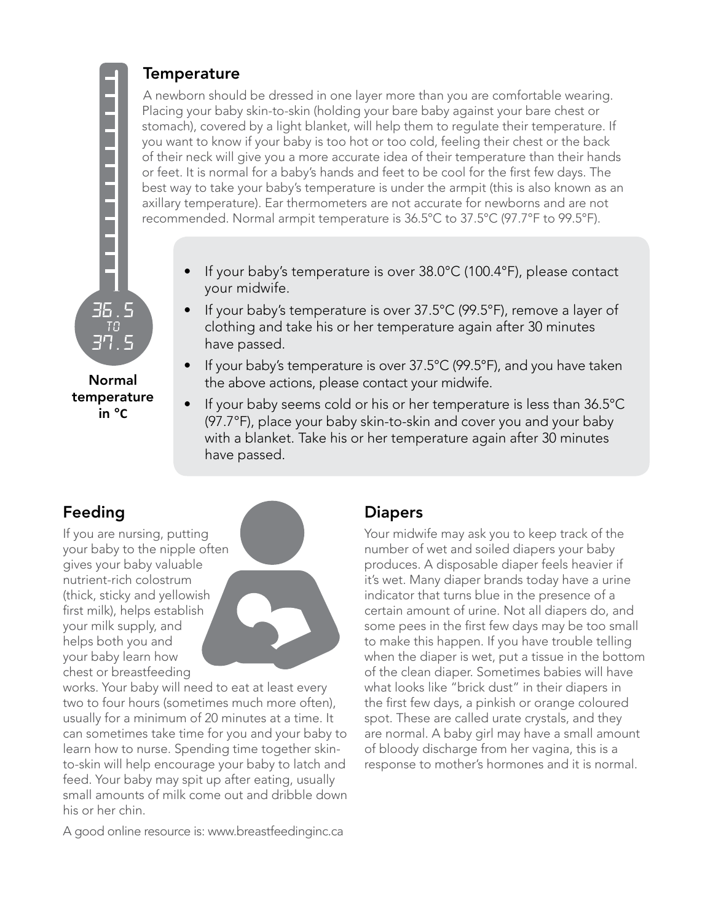## Temperature

A newborn should be dressed in one layer more than you are comfortable wearing. Placing your baby skin-to-skin (holding your bare baby against your bare chest or stomach), covered by a light blanket, will help them to regulate their temperature. If you want to know if your baby is too hot or too cold, feeling their chest or the back of their neck will give you a more accurate idea of their temperature than their hands or feet. It is normal for a baby's hands and feet to be cool for the first few days. The best way to take your baby's temperature is under the armpit (this is also known as an axillary temperature). Ear thermometers are not accurate for newborns and are not recommended. Normal armpit temperature is 36.5°C to 37.5°C (97.7°F to 99.5°F).

36.5 TO 37.5

**Normal temperature in °C**

- If your baby's temperature is over 38.0°C (100.4°F), please contact your midwife.
- If your baby's temperature is over 37.5°C (99.5°F), remove a layer of clothing and take his or her temperature again after 30 minutes have passed.
- If your baby's temperature is over 37.5°C (99.5°F), and you have taken the above actions, please contact your midwife.
- If your baby seems cold or his or her temperature is less than 36.5°C (97.7°F), place your baby skin-to-skin and cover you and your baby with a blanket. Take his or her temperature again after 30 minutes have passed.

## Feeding

If you are nursing, putting your baby to the nipple often gives your baby valuable nutrient-rich colostrum (thick, sticky and yellowish first milk), helps establish your milk supply, and helps both you and your baby learn how chest or breastfeeding works. Your baby will need to eat at least every two to four hours (sometimes much more often), usually for a minimum of 20 minutes at a time. It can sometimes take time for you and your baby to learn how to nurse. Spending time together skin-to-skin will help encourage your baby to latch and feed. Your baby may spit up after eating, usually small amounts of milk come out and dribble down his or her chin.

A good online resource is: www.breastfeedinginc.ca

## Diapers

Your midwife may ask you to keep track of the number of wet and soiled diapers your baby produces. A disposable diaper feels heavier if it's wet. Many diaper brands today have a urine indicator that turns blue in the presence of a certain amount of urine. Not all diapers do, and some pees in the first few days may be too small to make this happen. If you have trouble telling when the diaper is wet, put a tissue in the bottom of the clean diaper. Sometimes babies will have what looks like "brick dust" in their diapers in the first few days, a pinkish or orange coloured spot. These are called urate crystals, and they are normal. A baby girl may have a small amount of bloody discharge from her vagina, this is a response to mother's hormones and it is normal.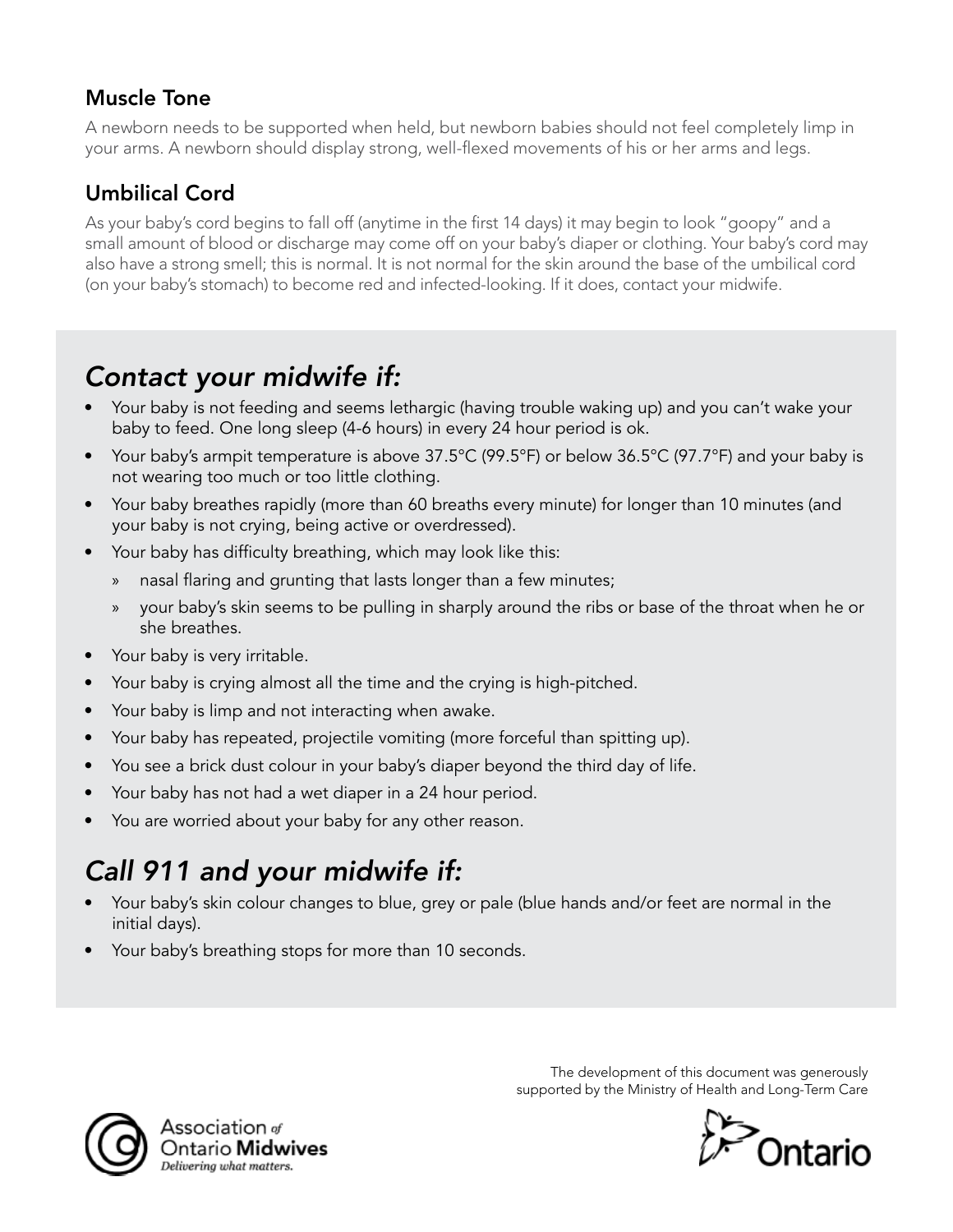### Muscle Tone

A newborn needs to be supported when held, but newborn babies should not feel completely limp in your arms. A newborn should display strong, well-flexed movements of his or her arms and legs.

### Umbilical Cord

As your baby's cord begins to fall off (anytime in the first 14 days) it may begin to look "goopy" and a small amount of blood or discharge may come off on your baby's diaper or clothing. Your baby's cord may also have a strong smell; this is normal. It is not normal for the skin around the base of the umbilical cord (on your baby's stomach) to become red and infected-looking. If it does, contact your midwife.

## *Contact your midwife if:*

- Your baby is not feeding and seems lethargic (having trouble waking up) and you can't wake your baby to feed. One long sleep (4-6 hours) in every 24 hour period is ok.
- Your baby's armpit temperature is above 37.5°C (99.5°F) or below 36.5°C (97.7°F) and your baby is not wearing too much or too little clothing.
- Your baby breathes rapidly (more than 60 breaths every minute) for longer than 10 minutes (and your baby is not crying, being active or overdressed).
- Your baby has difficulty breathing, which may look like this:
  - nasal flaring and grunting that lasts longer than a few minutes;
  - your baby's skin seems to be pulling in sharply around the ribs or base of the throat when he or she breathes.
- Your baby is very irritable.
- Your baby is crying almost all the time and the crying is high-pitched.
- Your baby is limp and not interacting when awake.
- Your baby has repeated, projectile vomiting (more forceful than spitting up).
- You see a brick dust colour in your baby's diaper beyond the third day of life.
- Your baby has not had a wet diaper in a 24 hour period.
- You are worried about your baby for any other reason.

## *Call 911 and your midwife if:*

- Your baby's skin colour changes to blue, grey or pale (blue hands and/or feet are normal in the initial days).
- Your baby's breathing stops for more than 10 seconds.

The development of this document was generously supported by the Ministry of Health and Long-Term Care

Association of Ontario Midwives
*Delivering what matters.*

Ontario